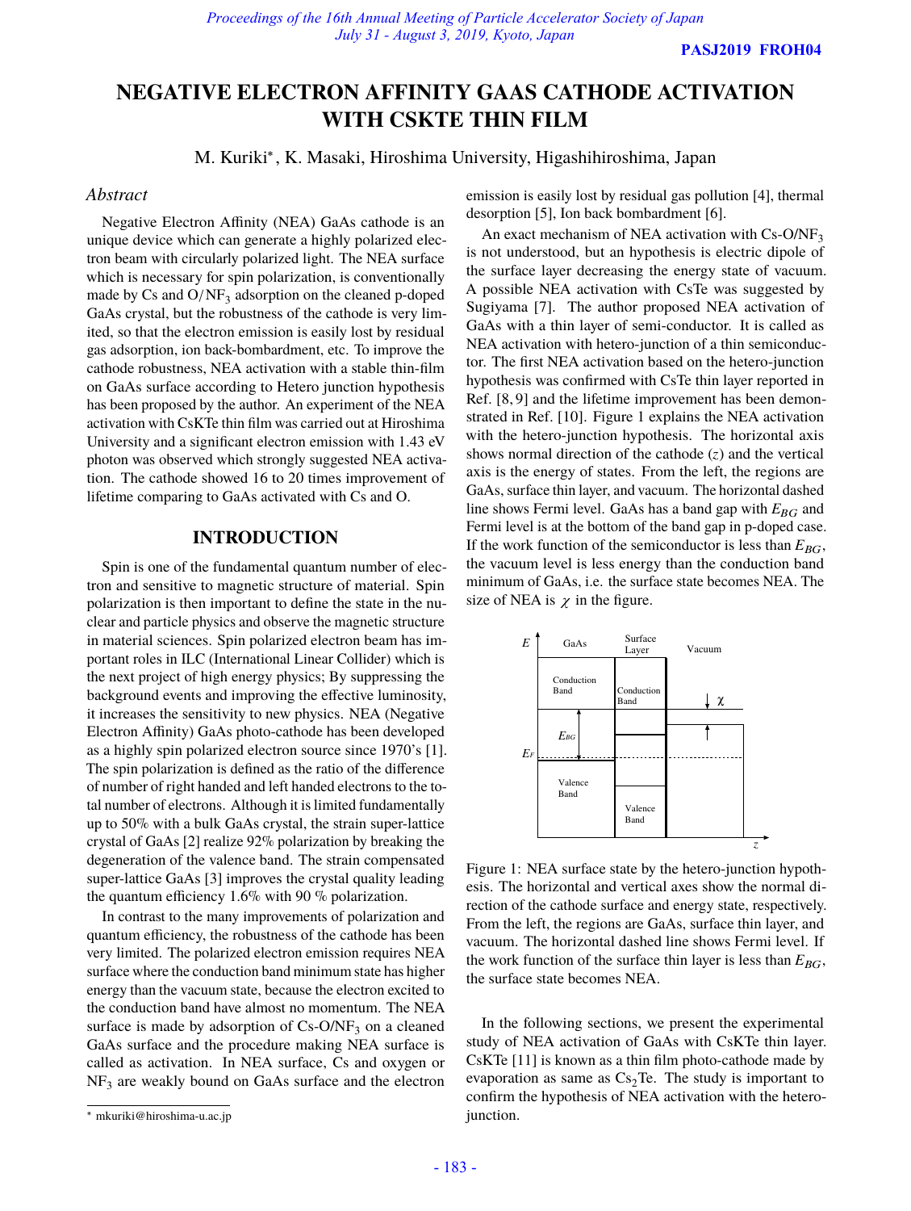# NEGATIVE ELECTRON AFFINITY GAAS CATHODE ACTIVATION WITH CSKTE THIN FILM

M. Kuriki*, K. Masaki, Hiroshima University, Higashihiroshima, Japan

## *Abstract*

Negative Electron Affinity (NEA) GaAs cathode is an unique device which can generate a highly polarized electron beam with circularly polarized light. The NEA surface which is necessary for spin polarization, is conventionally made by Cs and O/$NF_3$ adsorption on the cleaned p-doped GaAs crystal, but the robustness of the cathode is very limited, so that the electron emission is easily lost by residual gas adsorption, ion back-bombardment, etc. To improve the cathode robustness, NEA activation with a stable thin-film on GaAs surface according to Hetero junction hypothesis has been proposed by the author. An experiment of the NEA activation with CsKTe thin film was carried out at Hiroshima University and a significant electron emission with 1.43 eV photon was observed which strongly suggested NEA activation. The cathode showed 16 to 20 times improvement of lifetime comparing to GaAs activated with Cs and O.

## INTRODUCTION

Spin is one of the fundamental quantum number of electron and sensitive to magnetic structure of material. Spin polarization is then important to define the state in the nuclear and particle physics and observe the magnetic structure in material sciences. Spin polarized electron beam has important roles in ILC (International Linear Collider) which is the next project of high energy physics; By suppressing the background events and improving the effective luminosity, it increases the sensitivity to new physics. NEA (Negative Electron Affinity) GaAs photo-cathode has been developed as a highly spin polarized electron source since 1970's [1]. The spin polarization is defined as the ratio of the difference of number of right handed and left handed electrons to the total number of electrons. Although it is limited fundamentally up to 50% with a bulk GaAs crystal, the strain super-lattice crystal of GaAs [2] realize 92% polarization by breaking the degeneration of the valence band. The strain compensated super-lattice GaAs [3] improves the crystal quality leading the quantum efficiency 1.6% with 90 % polarization.

In contrast to the many improvements of polarization and quantum efficiency, the robustness of the cathode has been very limited. The polarized electron emission requires NEA surface where the conduction band minimum state has higher energy than the vacuum state, because the electron excited to the conduction band have almost no momentum. The NEA surface is made by adsorption of Cs-O/$NF_3$ on a cleaned GaAs surface and the procedure making NEA surface is called as activation. In NEA surface, Cs and oxygen or $NF_3$ are weakly bound on GaAs surface and the electron emission is easily lost by residual gas pollution [4], thermal desorption [5], Ion back bombardment [6].

An exact mechanism of NEA activation with Cs-O/$NF_3$ is not understood, but an hypothesis is electric dipole of the surface layer decreasing the energy state of vacuum. A possible NEA activation with CsTe was suggested by Sugiyama [7]. The author proposed NEA activation of GaAs with a thin layer of semi-conductor. It is called as NEA activation with hetero-junction of a thin semiconductor. The first NEA activation based on the hetero-junction hypothesis was confirmed with CsTe thin layer reported in Ref. [8, 9] and the lifetime improvement has been demonstrated in Ref. [10]. Figure 1 explains the NEA activation with the hetero-junction hypothesis. The horizontal axis shows normal direction of the cathode ($z$) and the vertical axis is the energy of states. From the left, the regions are GaAs, surface thin layer, and vacuum. The horizontal dashed line shows Fermi level. GaAs has a band gap with $E_{BG}$ and Fermi level is at the bottom of the band gap in p-doped case. If the work function of the semiconductor is less than $E_{BG}$, the vacuum level is less energy than the conduction band minimum of GaAs, i.e. the surface state becomes NEA. The size of NEA is $\chi$ in the figure.

E
GaAs
Surface Layer
Vacuum
Conduction Band
Conduction Band
χ
$E_{BG}$
$E_F$
Valence Band
Valence Band
z

Figure 1: NEA surface state by the hetero-junction hypothesis. The horizontal and vertical axes show the normal direction of the cathode surface and energy state, respectively. From the left, the regions are GaAs, surface thin layer, and vacuum. The horizontal dashed line shows Fermi level. If the work function of the surface thin layer is less than $E_{BG}$, the surface state becomes NEA.

In the following sections, we present the experimental study of NEA activation of GaAs with CsKTe thin layer. CsKTe [11] is known as a thin film photo-cathode made by evaporation as same as $Cs_2Te$. The study is important to confirm the hypothesis of NEA activation with the hetero-junction.

* mkuriki@hiroshima-u.ac.jp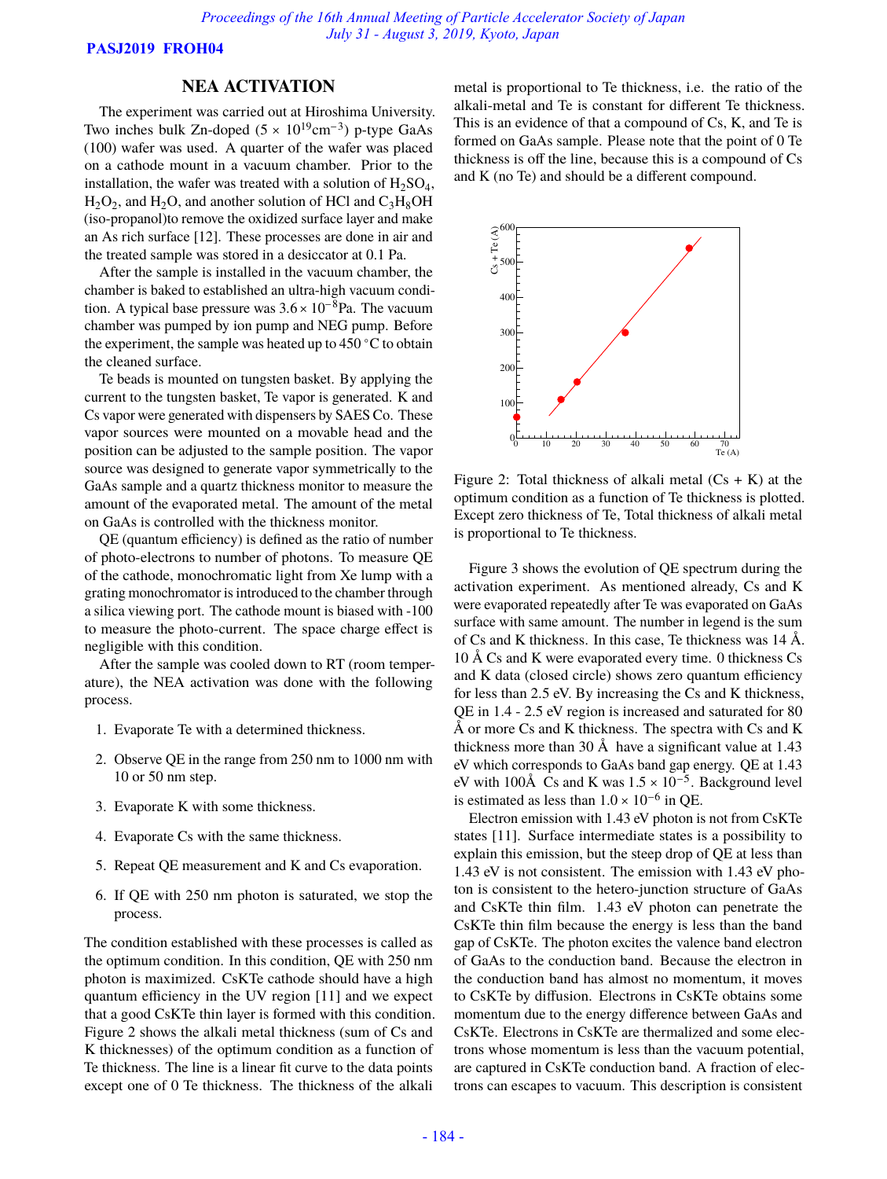## NEA ACTIVATION

The experiment was carried out at Hiroshima University. Two inches bulk Zn-doped ($5 \times 10^{19}\mathrm{cm}^{-3}$) p-type GaAs (100) wafer was used. A quarter of the wafer was placed on a cathode mount in a vacuum chamber. Prior to the installation, the wafer was treated with a solution of $H_2SO_4$, $H_2O_2$, and $H_2O$, and another solution of HCl and $C_3H_8OH$ (iso-propanol)to remove the oxidized surface layer and make an As rich surface [12]. These processes are done in air and the treated sample was stored in a desiccator at 0.1 Pa.

After the sample is installed in the vacuum chamber, the chamber is baked to established an ultra-high vacuum condition. A typical base pressure was $3.6 \times 10^{-8}$Pa. The vacuum chamber was pumped by ion pump and NEG pump. Before the experiment, the sample was heated up to 450 °C to obtain the cleaned surface.

Te beads is mounted on tungsten basket. By applying the current to the tungsten basket, Te vapor is generated. K and Cs vapor were generated with dispensers by SAES Co. These vapor sources were mounted on a movable head and the position can be adjusted to the sample position. The vapor source was designed to generate vapor symmetrically to the GaAs sample and a quartz thickness monitor to measure the amount of the evaporated metal. The amount of the metal on GaAs is controlled with the thickness monitor.

QE (quantum efficiency) is defined as the ratio of number of photo-electrons to number of photons. To measure QE of the cathode, monochromatic light from Xe lump with a grating monochromator is introduced to the chamber through a silica viewing port. The cathode mount is biased with -100 to measure the photo-current. The space charge effect is negligible with this condition.

After the sample was cooled down to RT (room temperature), the NEA activation was done with the following process.

1. Evaporate Te with a determined thickness.
2. Observe QE in the range from 250 nm to 1000 nm with 10 or 50 nm step.
3. Evaporate K with some thickness.
4. Evaporate Cs with the same thickness.
5. Repeat QE measurement and K and Cs evaporation.
6. If QE with 250 nm photon is saturated, we stop the process.

The condition established with these processes is called as the optimum condition. In this condition, QE with 250 nm photon is maximized. CsKTe cathode should have a high quantum efficiency in the UV region [11] and we expect that a good CsKTe thin layer is formed with this condition. Figure 2 shows the alkali metal thickness (sum of Cs and K thicknesses) of the optimum condition as a function of Te thickness. The line is a linear fit curve to the data points except one of 0 Te thickness. The thickness of the alkali metal is proportional to Te thickness, i.e. the ratio of the alkali-metal and Te is constant for different Te thickness. This is an evidence of that a compound of Cs, K, and Te is formed on GaAs sample. Please note that the point of 0 Te thickness is off the line, because this is a compound of Cs and K (no Te) and should be a different compound.

Cs + Te (A)
600
500
400
300
200
100
0
0 10 20 30 40 50 60 70
Te (A)

Figure 2: Total thickness of alkali metal (Cs + K) at the optimum condition as a function of Te thickness is plotted. Except zero thickness of Te, Total thickness of alkali metal is proportional to Te thickness.

Figure 3 shows the evolution of QE spectrum during the activation experiment. As mentioned already, Cs and K were evaporated repeatedly after Te was evaporated on GaAs surface with same amount. The number in legend is the sum of Cs and K thickness. In this case, Te thickness was 14 Å. 10 Å Cs and K were evaporated every time. 0 thickness Cs and K data (closed circle) shows zero quantum efficiency for less than 2.5 eV. By increasing the Cs and K thickness, QE in 1.4 - 2.5 eV region is increased and saturated for 80 Å or more Cs and K thickness. The spectra with Cs and K thickness more than 30 Å have a significant value at 1.43 eV which corresponds to GaAs band gap energy. QE at 1.43 eV with 100Å Cs and K was $1.5 \times 10^{-5}$. Background level is estimated as less than $1.0 \times 10^{-6}$ in QE.

Electron emission with 1.43 eV photon is not from CsKTe states [11]. Surface intermediate states is a possibility to explain this emission, but the steep drop of QE at less than 1.43 eV is not consistent. The emission with 1.43 eV photon is consistent to the hetero-junction structure of GaAs and CsKTe thin film. 1.43 eV photon can penetrate the CsKTe thin film because the energy is less than the band gap of CsKTe. The photon excites the valence band electron of GaAs to the conduction band. Because the electron in the conduction band has almost no momentum, it moves to CsKTe by diffusion. Electrons in CsKTe obtains some momentum due to the energy difference between GaAs and CsKTe. Electrons in CsKTe are thermalized and some electrons whose momentum is less than the vacuum potential, are captured in CsKTe conduction band. A fraction of electrons can escapes to vacuum. This description is consistent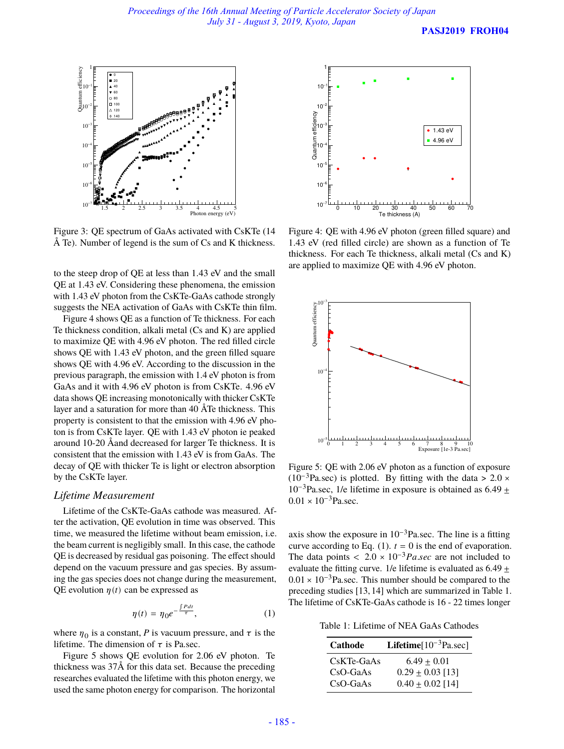Quantum efficiency

1

$10^{-1}$

$10^{-2}$

$10^{-3}$

$10^{-4}$

$10^{-5}$

$10^{-6}$

$10^{-7}$

1.5 2 2.5 3 3.5 4 4.5 5

Photon energy (eV)

0
20
40
60
80
100
120
140

Figure 3: QE spectrum of GaAs activated with CsKTe (14 Å Te). Number of legend is the sum of Cs and K thickness.

Quantum efficiency

1

$10^{-1}$

$10^{-2}$

$10^{-3}$

$10^{-4}$

$10^{-5}$

$10^{-6}$

$10^{-7}$

0 10 20 30 40 50 60 70

Te thickness (A)

1.43 eV
4.96 eV

Figure 4: QE with 4.96 eV photon (green filled square) and 1.43 eV (red filled circle) are shown as a function of Te thickness. For each Te thickness, alkali metal (Cs and K) are applied to maximize QE with 4.96 eV photon.

to the steep drop of QE at less than 1.43 eV and the small QE at 1.43 eV. Considering these phenomena, the emission with 1.43 eV photon from the CsKTe-GaAs cathode strongly suggests the NEA activation of GaAs with CsKTe thin film.

Figure 4 shows QE as a function of Te thickness. For each Te thickness condition, alkali metal (Cs and K) are applied to maximize QE with 4.96 eV photon. The red filled circle shows QE with 1.43 eV photon, and the green filled square shows QE with 4.96 eV photon. According to the discussion in the previous paragraph, the emission with 1.4 eV photon is from GaAs and it with 4.96 eV photon is from CsKTe. 4.96 eV data shows QE increasing monotonically with thicker CsKTe layer and a saturation for more than 40 ÅTe thickness. This property is consistent to that the emission with 4.96 eV photon is from CsKTe layer. QE with 1.43 eV photon ie peaked around 10-20 Åand decreased for larger Te thickness. It is consistent that the emission with 1.43 eV is from GaAs. The decay of QE with thicker Te is light or electron absorption by the CsKTe layer.

### *Lifetime Measurement*

Lifetime of the CsKTe-GaAs cathode was measured. After the activation, QE evolution in time was observed. This time, we measured the lifetime without beam emission, i.e. the beam current is negligibly small. In this case, the cathode QE is decreased by residual gas poisoning. The effect should depend on the vacuum pressure and gas species. By assuming the gas species does not change during the measurement, QE evolution $\eta(t)$ can be expressed as

$$\eta(t) = \eta_0 e^{-\frac{\int P dt}{\tau}}, \tag{1}$$

where $\eta_0$ is a constant, $P$ is vacuum pressure, and $\tau$ is the lifetime. The dimension of $\tau$ is Pa.sec.

Figure 5 shows QE evolution for 2.06 eV photon. Te thickness was 37Å for this data set. Because the preceding researches evaluated the lifetime with this photon energy, we used the same photon energy for comparison. The horizontal axis show the exposure in $10^{-3}$Pa.sec. The line is a fitting curve according to Eq. (1). $t = 0$ is the end of evaporation. The data points $< 2.0 \times 10^{-3} Pa.sec$ are not included to evaluate the fitting curve. 1/e lifetime is evaluated as $6.49 \pm 0.01 \times 10^{-3}$Pa.sec. This number should be compared to the preceding studies [13, 14] which are summarized in Table 1. The lifetime of CsKTe-GaAs cathode is 16 - 22 times longer

Quantum efficiency

$10^{-3}$

$10^{-4}$

$10^{-5}$

0 1 2 3 4 5 6 7 8 9 10

Exposure [1e-3 Pa.sec]

Figure 5: QE with 2.06 eV photon as a function of exposure ($10^{-3}$Pa.sec) is plotted. By fitting with the data $> 2.0 \times 10^{-3}$Pa.sec, 1/e lifetime in exposure is obtained as $6.49 \pm 0.01 \times 10^{-3}$Pa.sec.

Table 1: Lifetime of NEA GaAs Cathodes

| **Cathode** | **Lifetime**[$10^{-3}$Pa.sec] |
|---|---|
| CsKTe-GaAs | $6.49 \pm 0.01$ |
| CsO-GaAs | $0.29 \pm 0.03$ [13] |
| CsO-GaAs | $0.40 \pm 0.02$ [14] |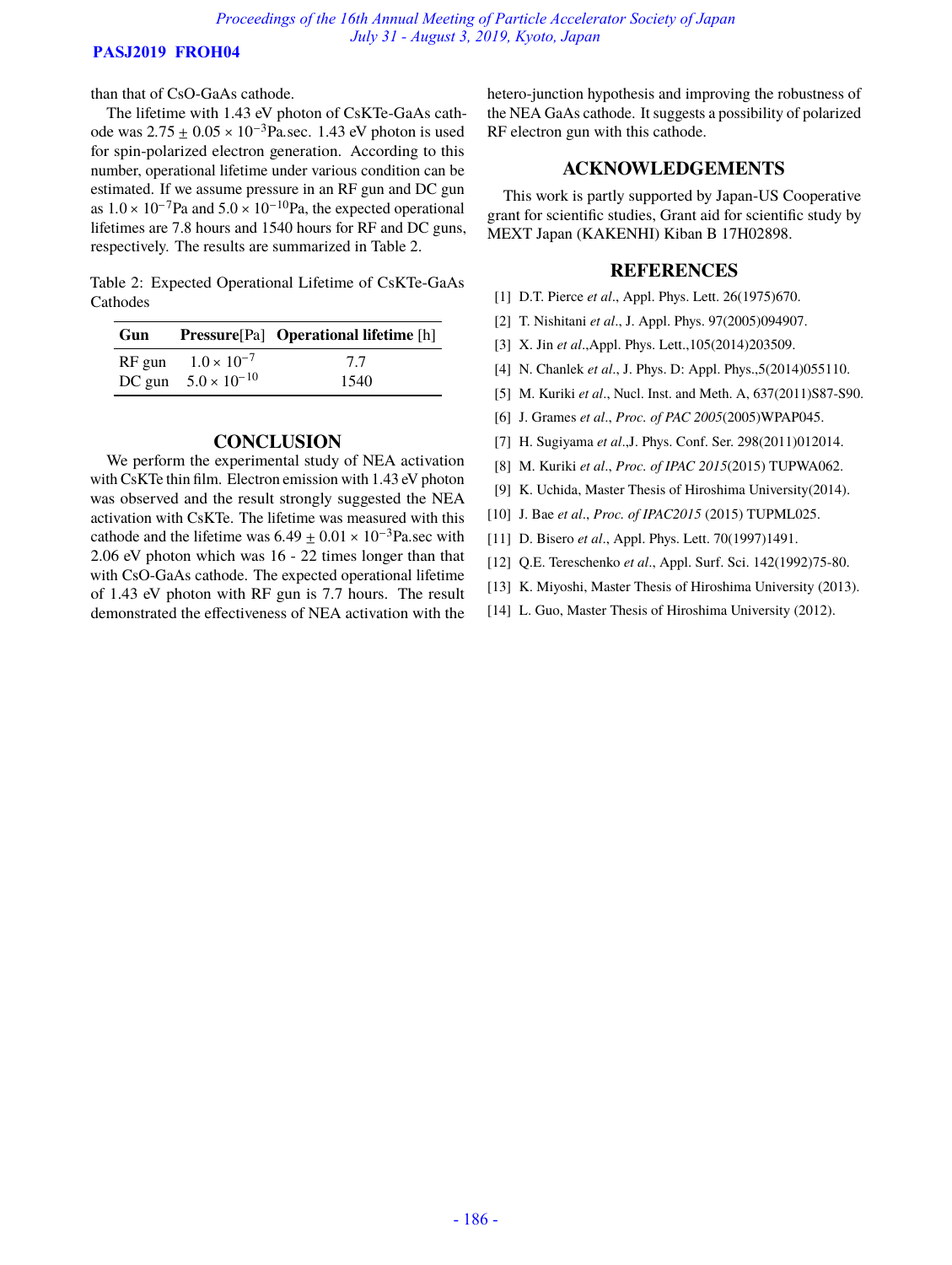than that of CsO-GaAs cathode.

The lifetime with 1.43 eV photon of CsKTe-GaAs cathode was $2.75 \pm 0.05 \times 10^{-3}$Pa.sec. 1.43 eV photon is used for spin-polarized electron generation. According to this number, operational lifetime under various condition can be estimated. If we assume pressure in an RF gun and DC gun as $1.0 \times 10^{-7}$Pa and $5.0 \times 10^{-10}$Pa, the expected operational lifetimes are 7.8 hours and 1540 hours for RF and DC guns, respectively. The results are summarized in Table 2.

Table 2: Expected Operational Lifetime of CsKTe-GaAs Cathodes

| **Gun** | **Pressure**[Pa] | **Operational lifetime** [h] |
|---|---|---|
| RF gun | $1.0 \times 10^{-7}$ | 7.7 |
| DC gun | $5.0 \times 10^{-10}$ | 1540 |

## CONCLUSION

We perform the experimental study of NEA activation with CsKTe thin film. Electron emission with 1.43 eV photon was observed and the result strongly suggested the NEA activation with CsKTe. The lifetime was measured with this cathode and the lifetime was $6.49 \pm 0.01 \times 10^{-3}$Pa.sec with 2.06 eV photon which was 16 - 22 times longer than that with CsO-GaAs cathode. The expected operational lifetime of 1.43 eV photon with RF gun is 7.7 hours. The result demonstrated the effectiveness of NEA activation with the hetero-junction hypothesis and improving the robustness of the NEA GaAs cathode. It suggests a possibility of polarized RF electron gun with this cathode.

## ACKNOWLEDGEMENTS

This work is partly supported by Japan-US Cooperative grant for scientific studies, Grant aid for scientific study by MEXT Japan (KAKENHI) Kiban B 17H02898.

## REFERENCES

[1] D.T. Pierce *et al*., Appl. Phys. Lett. 26(1975)670.

[2] T. Nishitani *et al*., J. Appl. Phys. 97(2005)094907.

[3] X. Jin *et al*.,Appl. Phys. Lett.,105(2014)203509.

[4] N. Chanlek *et al*., J. Phys. D: Appl. Phys.,5(2014)055110.

[5] M. Kuriki *et al*., Nucl. Inst. and Meth. A, 637(2011)S87-S90.

[6] J. Grames *et al*., *Proc. of PAC 2005*(2005)WPAP045.

[7] H. Sugiyama *et al*.,J. Phys. Conf. Ser. 298(2011)012014.

[8] M. Kuriki *et al*., *Proc. of IPAC 2015*(2015) TUPWA062.

[9] K. Uchida, Master Thesis of Hiroshima University(2014).

[10] J. Bae *et al*., *Proc. of IPAC2015* (2015) TUPML025.

[11] D. Bisero *et al*., Appl. Phys. Lett. 70(1997)1491.

[12] Q.E. Tereschenko *et al*., Appl. Surf. Sci. 142(1992)75-80.

[13] K. Miyoshi, Master Thesis of Hiroshima University (2013).

[14] L. Guo, Master Thesis of Hiroshima University (2012).